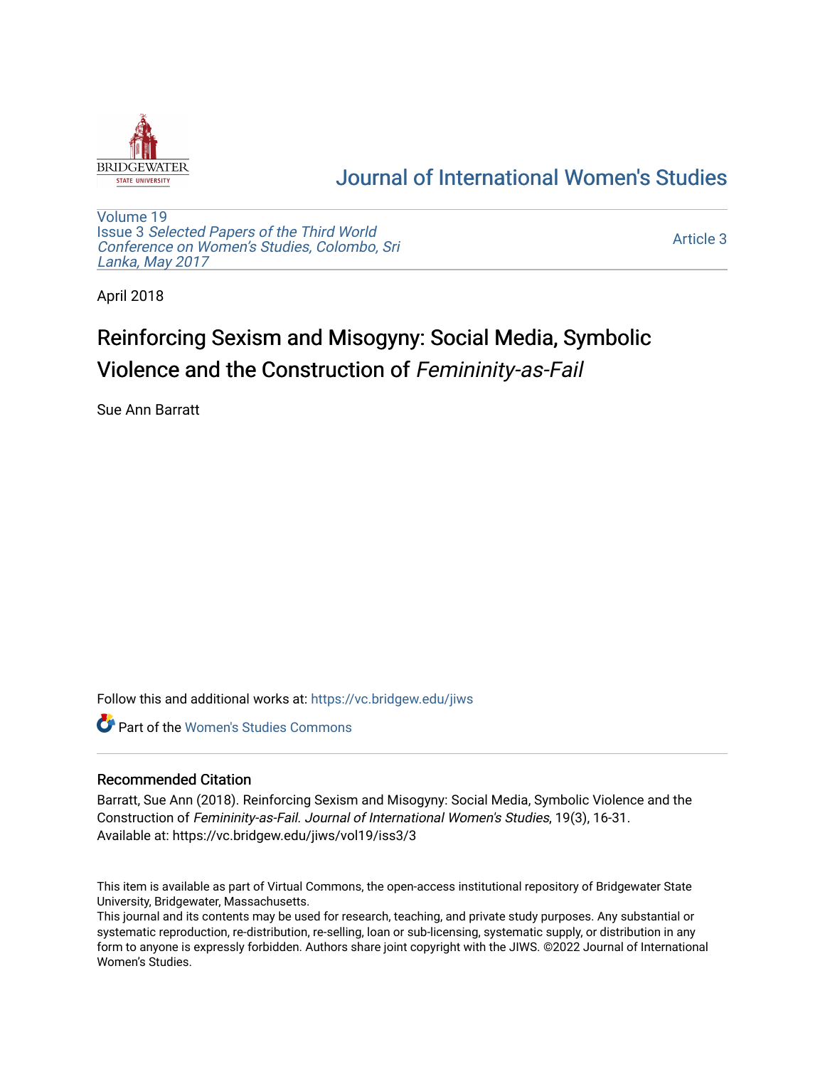# Journal of International Women's Studies

Volume 19
Issue 3 *Selected Papers of the Third World Conference on Women's Studies, Colombo, Sri Lanka, May 2017*

Article 3

April 2018

# Reinforcing Sexism and Misogyny: Social Media, Symbolic Violence and the Construction of *Femininity-as-Fail*

Sue Ann Barratt

Follow this and additional works at: https://vc.bridgew.edu/jiws

Part of the Women's Studies Commons

## Recommended Citation

Barratt, Sue Ann (2018). Reinforcing Sexism and Misogyny: Social Media, Symbolic Violence and the Construction of *Femininity-as-Fail*. *Journal of International Women's Studies*, 19(3), 16-31.
Available at: https://vc.bridgew.edu/jiws/vol19/iss3/3

This item is available as part of Virtual Commons, the open-access institutional repository of Bridgewater State University, Bridgewater, Massachusetts.
This journal and its contents may be used for research, teaching, and private study purposes. Any substantial or systematic reproduction, re-distribution, re-selling, loan or sub-licensing, systematic supply, or distribution in any form to anyone is expressly forbidden. Authors share joint copyright with the JIWS. ©2022 Journal of International Women's Studies.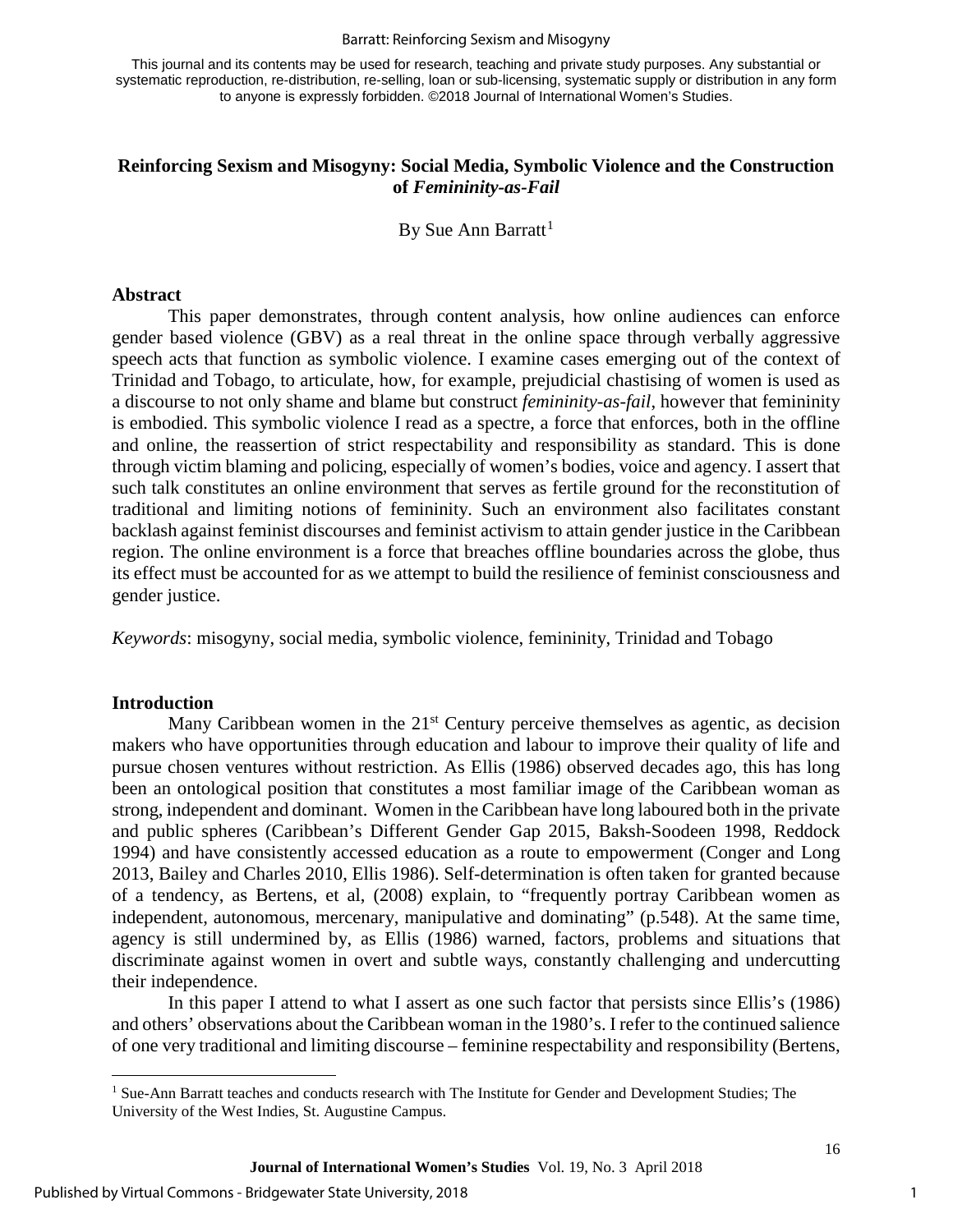This journal and its contents may be used for research, teaching and private study purposes. Any substantial or systematic reproduction, re-distribution, re-selling, loan or sub-licensing, systematic supply or distribution in any form to anyone is expressly forbidden. ©2018 Journal of International Women's Studies.

# Reinforcing Sexism and Misogyny: Social Media, Symbolic Violence and the Construction of *Femininity-as-Fail*

By Sue Ann Barratt[1]

## Abstract

This paper demonstrates, through content analysis, how online audiences can enforce gender based violence (GBV) as a real threat in the online space through verbally aggressive speech acts that function as symbolic violence. I examine cases emerging out of the context of Trinidad and Tobago, to articulate, how, for example, prejudicial chastising of women is used as a discourse to not only shame and blame but construct *femininity-as-fail*, however that femininity is embodied. This symbolic violence I read as a spectre, a force that enforces, both in the offline and online, the reassertion of strict respectability and responsibility as standard. This is done through victim blaming and policing, especially of women's bodies, voice and agency. I assert that such talk constitutes an online environment that serves as fertile ground for the reconstitution of traditional and limiting notions of femininity. Such an environment also facilitates constant backlash against feminist discourses and feminist activism to attain gender justice in the Caribbean region. The online environment is a force that breaches offline boundaries across the globe, thus its effect must be accounted for as we attempt to build the resilience of feminist consciousness and gender justice.

*Keywords*: misogyny, social media, symbolic violence, femininity, Trinidad and Tobago

## Introduction

Many Caribbean women in the 21st Century perceive themselves as agentic, as decision makers who have opportunities through education and labour to improve their quality of life and pursue chosen ventures without restriction. As Ellis (1986) observed decades ago, this has long been an ontological position that constitutes a most familiar image of the Caribbean woman as strong, independent and dominant. Women in the Caribbean have long laboured both in the private and public spheres (Caribbean's Different Gender Gap 2015, Baksh-Soodeen 1998, Reddock 1994) and have consistently accessed education as a route to empowerment (Conger and Long 2013, Bailey and Charles 2010, Ellis 1986). Self-determination is often taken for granted because of a tendency, as Bertens, et al, (2008) explain, to "frequently portray Caribbean women as independent, autonomous, mercenary, manipulative and dominating" (p.548). At the same time, agency is still undermined by, as Ellis (1986) warned, factors, problems and situations that discriminate against women in overt and subtle ways, constantly challenging and undercutting their independence.

In this paper I attend to what I assert as one such factor that persists since Ellis's (1986) and others' observations about the Caribbean woman in the 1980's. I refer to the continued salience of one very traditional and limiting discourse – feminine respectability and responsibility (Bertens,

[1] Sue-Ann Barratt teaches and conducts research with The Institute for Gender and Development Studies; The University of the West Indies, St. Augustine Campus.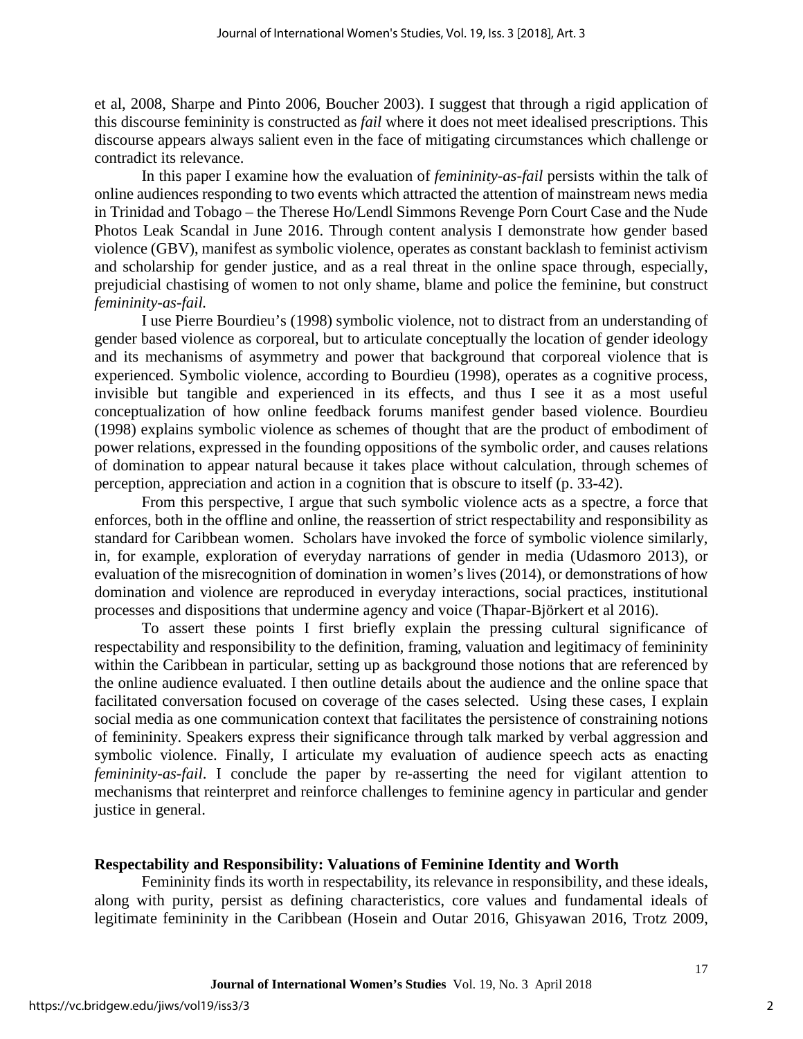et al, 2008, Sharpe and Pinto 2006, Boucher 2003). I suggest that through a rigid application of this discourse femininity is constructed as *fail* where it does not meet idealised prescriptions. This discourse appears always salient even in the face of mitigating circumstances which challenge or contradict its relevance.

In this paper I examine how the evaluation of *femininity-as-fail* persists within the talk of online audiences responding to two events which attracted the attention of mainstream news media in Trinidad and Tobago – the Therese Ho/Lendl Simmons Revenge Porn Court Case and the Nude Photos Leak Scandal in June 2016. Through content analysis I demonstrate how gender based violence (GBV), manifest as symbolic violence, operates as constant backlash to feminist activism and scholarship for gender justice, and as a real threat in the online space through, especially, prejudicial chastising of women to not only shame, blame and police the feminine, but construct *femininity-as-fail.*

I use Pierre Bourdieu's (1998) symbolic violence, not to distract from an understanding of gender based violence as corporeal, but to articulate conceptually the location of gender ideology and its mechanisms of asymmetry and power that background that corporeal violence that is experienced. Symbolic violence, according to Bourdieu (1998), operates as a cognitive process, invisible but tangible and experienced in its effects, and thus I see it as a most useful conceptualization of how online feedback forums manifest gender based violence. Bourdieu (1998) explains symbolic violence as schemes of thought that are the product of embodiment of power relations, expressed in the founding oppositions of the symbolic order, and causes relations of domination to appear natural because it takes place without calculation, through schemes of perception, appreciation and action in a cognition that is obscure to itself (p. 33-42).

From this perspective, I argue that such symbolic violence acts as a spectre, a force that enforces, both in the offline and online, the reassertion of strict respectability and responsibility as standard for Caribbean women. Scholars have invoked the force of symbolic violence similarly, in, for example, exploration of everyday narrations of gender in media (Udasmoro 2013), or evaluation of the misrecognition of domination in women's lives (2014), or demonstrations of how domination and violence are reproduced in everyday interactions, social practices, institutional processes and dispositions that undermine agency and voice (Thapar-Björkert et al 2016).

To assert these points I first briefly explain the pressing cultural significance of respectability and responsibility to the definition, framing, valuation and legitimacy of femininity within the Caribbean in particular, setting up as background those notions that are referenced by the online audience evaluated. I then outline details about the audience and the online space that facilitated conversation focused on coverage of the cases selected. Using these cases, I explain social media as one communication context that facilitates the persistence of constraining notions of femininity. Speakers express their significance through talk marked by verbal aggression and symbolic violence. Finally, I articulate my evaluation of audience speech acts as enacting *femininity-as-fail*. I conclude the paper by re-asserting the need for vigilant attention to mechanisms that reinterpret and reinforce challenges to feminine agency in particular and gender justice in general.

## Respectability and Responsibility: Valuations of Feminine Identity and Worth

Femininity finds its worth in respectability, its relevance in responsibility, and these ideals, along with purity, persist as defining characteristics, core values and fundamental ideals of legitimate femininity in the Caribbean (Hosein and Outar 2016, Ghisyawan 2016, Trotz 2009,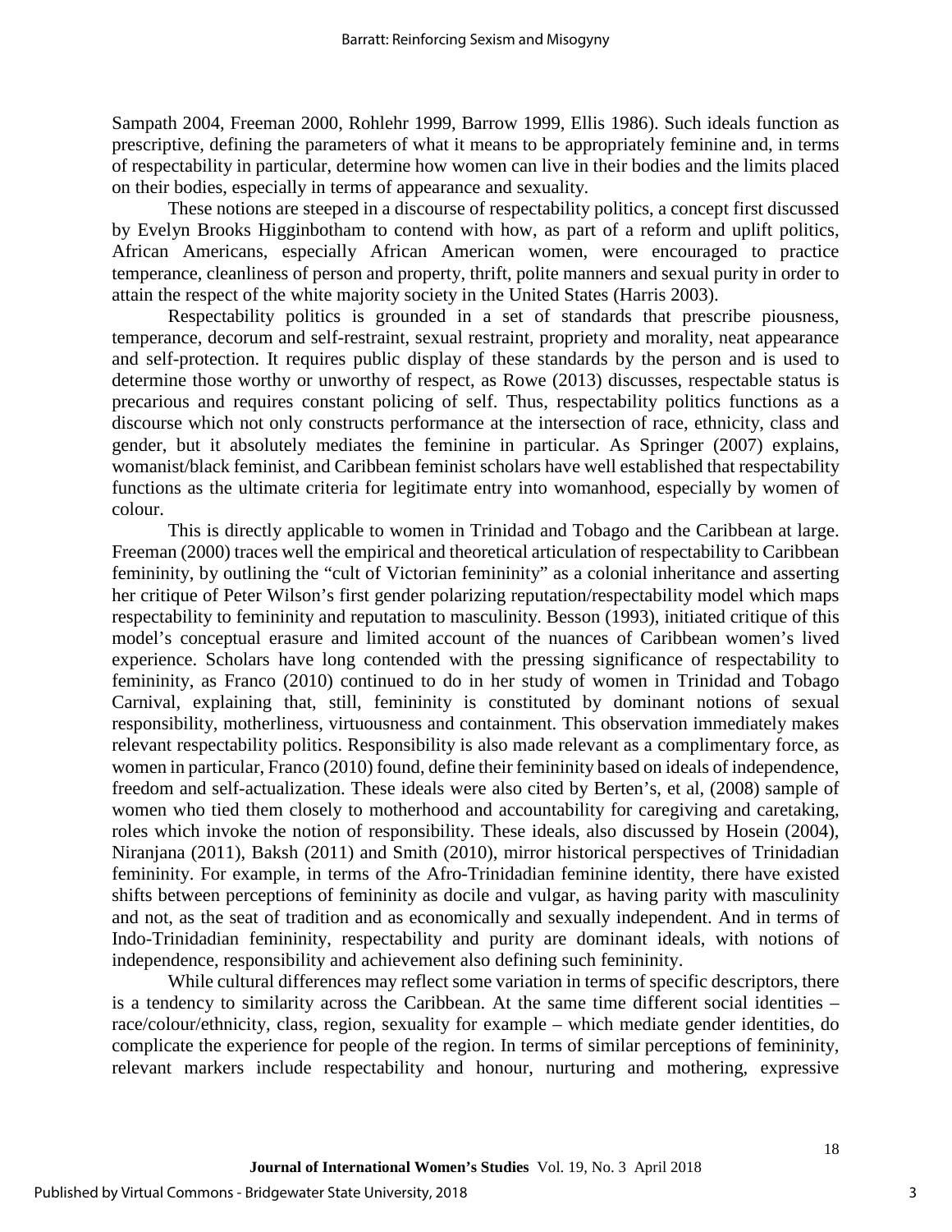Sampath 2004, Freeman 2000, Rohlehr 1999, Barrow 1999, Ellis 1986). Such ideals function as prescriptive, defining the parameters of what it means to be appropriately feminine and, in terms of respectability in particular, determine how women can live in their bodies and the limits placed on their bodies, especially in terms of appearance and sexuality.

These notions are steeped in a discourse of respectability politics, a concept first discussed by Evelyn Brooks Higginbotham to contend with how, as part of a reform and uplift politics, African Americans, especially African American women, were encouraged to practice temperance, cleanliness of person and property, thrift, polite manners and sexual purity in order to attain the respect of the white majority society in the United States (Harris 2003).

Respectability politics is grounded in a set of standards that prescribe piousness, temperance, decorum and self-restraint, sexual restraint, propriety and morality, neat appearance and self-protection. It requires public display of these standards by the person and is used to determine those worthy or unworthy of respect, as Rowe (2013) discusses, respectable status is precarious and requires constant policing of self. Thus, respectability politics functions as a discourse which not only constructs performance at the intersection of race, ethnicity, class and gender, but it absolutely mediates the feminine in particular. As Springer (2007) explains, womanist/black feminist, and Caribbean feminist scholars have well established that respectability functions as the ultimate criteria for legitimate entry into womanhood, especially by women of colour.

This is directly applicable to women in Trinidad and Tobago and the Caribbean at large. Freeman (2000) traces well the empirical and theoretical articulation of respectability to Caribbean femininity, by outlining the "cult of Victorian femininity" as a colonial inheritance and asserting her critique of Peter Wilson's first gender polarizing reputation/respectability model which maps respectability to femininity and reputation to masculinity. Besson (1993), initiated critique of this model's conceptual erasure and limited account of the nuances of Caribbean women's lived experience. Scholars have long contended with the pressing significance of respectability to femininity, as Franco (2010) continued to do in her study of women in Trinidad and Tobago Carnival, explaining that, still, femininity is constituted by dominant notions of sexual responsibility, motherliness, virtuousness and containment. This observation immediately makes relevant respectability politics. Responsibility is also made relevant as a complimentary force, as women in particular, Franco (2010) found, define their femininity based on ideals of independence, freedom and self-actualization. These ideals were also cited by Berten's, et al, (2008) sample of women who tied them closely to motherhood and accountability for caregiving and caretaking, roles which invoke the notion of responsibility. These ideals, also discussed by Hosein (2004), Niranjana (2011), Baksh (2011) and Smith (2010), mirror historical perspectives of Trinidadian femininity. For example, in terms of the Afro-Trinidadian feminine identity, there have existed shifts between perceptions of femininity as docile and vulgar, as having parity with masculinity and not, as the seat of tradition and as economically and sexually independent. And in terms of Indo-Trinidadian femininity, respectability and purity are dominant ideals, with notions of independence, responsibility and achievement also defining such femininity.

While cultural differences may reflect some variation in terms of specific descriptors, there is a tendency to similarity across the Caribbean. At the same time different social identities – race/colour/ethnicity, class, region, sexuality for example – which mediate gender identities, do complicate the experience for people of the region. In terms of similar perceptions of femininity, relevant markers include respectability and honour, nurturing and mothering, expressive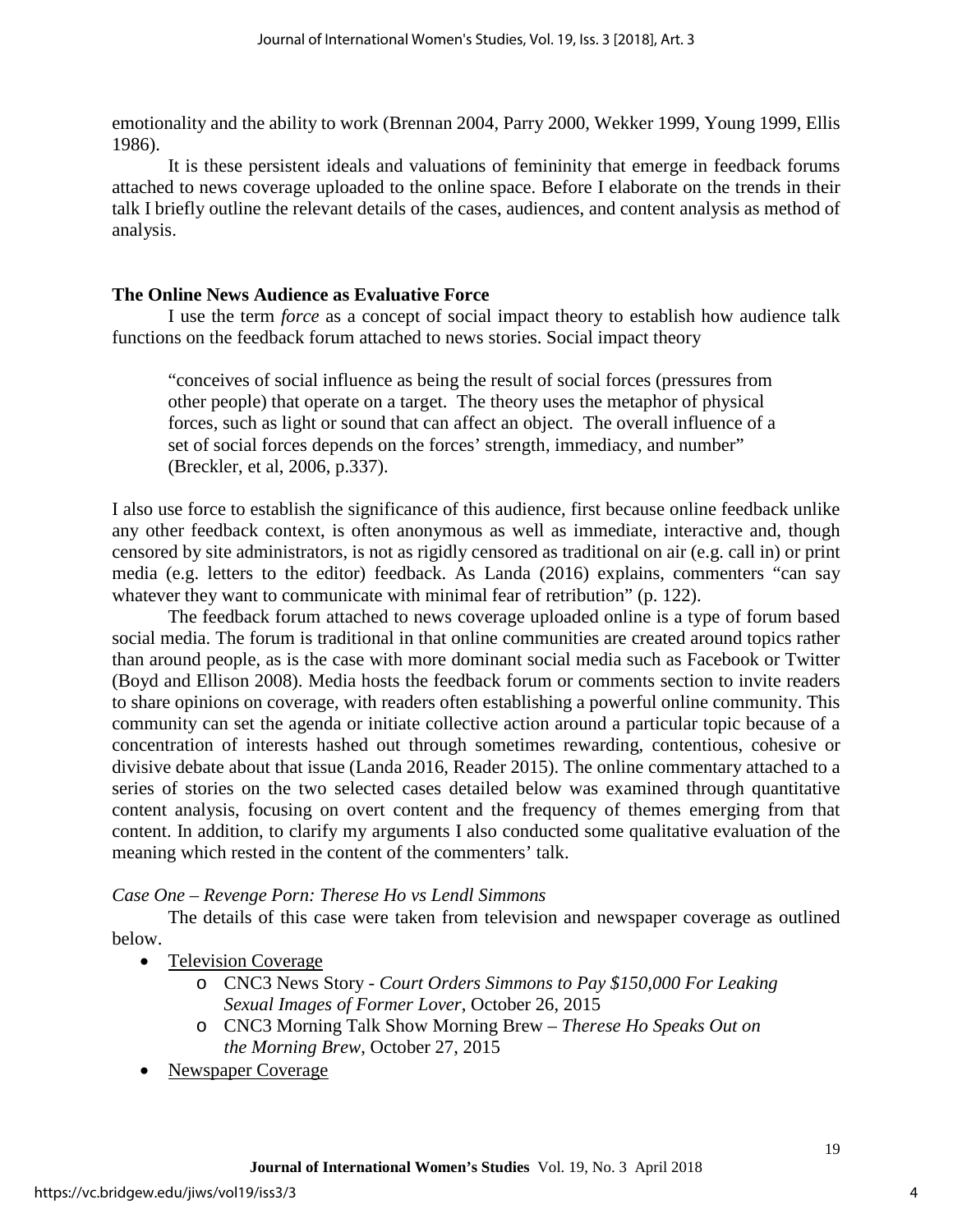emotionality and the ability to work (Brennan 2004, Parry 2000, Wekker 1999, Young 1999, Ellis 1986).

It is these persistent ideals and valuations of femininity that emerge in feedback forums attached to news coverage uploaded to the online space. Before I elaborate on the trends in their talk I briefly outline the relevant details of the cases, audiences, and content analysis as method of analysis.

## The Online News Audience as Evaluative Force

I use the term *force* as a concept of social impact theory to establish how audience talk functions on the feedback forum attached to news stories. Social impact theory

> "conceives of social influence as being the result of social forces (pressures from other people) that operate on a target. The theory uses the metaphor of physical forces, such as light or sound that can affect an object. The overall influence of a set of social forces depends on the forces' strength, immediacy, and number" (Breckler, et al, 2006, p.337).

I also use force to establish the significance of this audience, first because online feedback unlike any other feedback context, is often anonymous as well as immediate, interactive and, though censored by site administrators, is not as rigidly censored as traditional on air (e.g. call in) or print media (e.g. letters to the editor) feedback. As Landa (2016) explains, commenters "can say whatever they want to communicate with minimal fear of retribution" (p. 122).

The feedback forum attached to news coverage uploaded online is a type of forum based social media. The forum is traditional in that online communities are created around topics rather than around people, as is the case with more dominant social media such as Facebook or Twitter (Boyd and Ellison 2008). Media hosts the feedback forum or comments section to invite readers to share opinions on coverage, with readers often establishing a powerful online community. This community can set the agenda or initiate collective action around a particular topic because of a concentration of interests hashed out through sometimes rewarding, contentious, cohesive or divisive debate about that issue (Landa 2016, Reader 2015). The online commentary attached to a series of stories on the two selected cases detailed below was examined through quantitative content analysis, focusing on overt content and the frequency of themes emerging from that content. In addition, to clarify my arguments I also conducted some qualitative evaluation of the meaning which rested in the content of the commenters' talk.

*Case One – Revenge Porn: Therese Ho vs Lendl Simmons*

The details of this case were taken from television and newspaper coverage as outlined below.

- Television Coverage
  - CNC3 News Story - *Court Orders Simmons to Pay $150,000 For Leaking Sexual Images of Former Lover*, October 26, 2015
  - CNC3 Morning Talk Show Morning Brew – *Therese Ho Speaks Out on the Morning Brew*, October 27, 2015
- Newspaper Coverage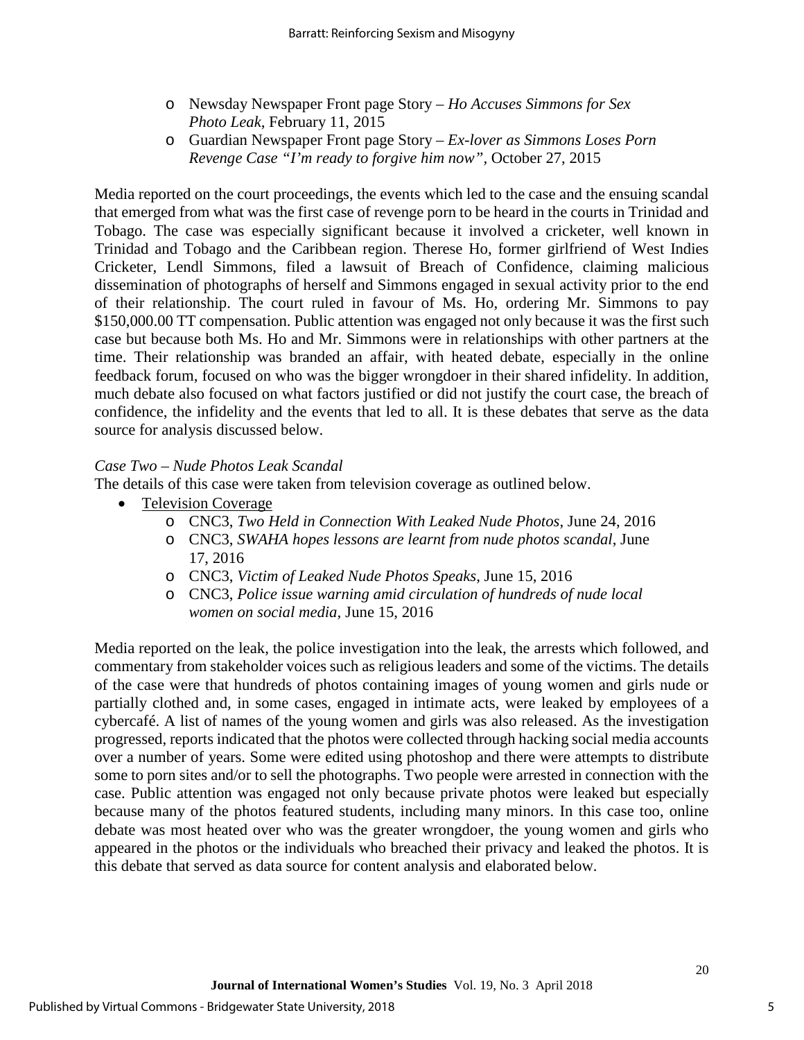- Newsday Newspaper Front page Story – *Ho Accuses Simmons for Sex Photo Leak*, February 11, 2015
- Guardian Newspaper Front page Story – *Ex-lover as Simmons Loses Porn Revenge Case "I'm ready to forgive him now"*, October 27, 2015

Media reported on the court proceedings, the events which led to the case and the ensuing scandal that emerged from what was the first case of revenge porn to be heard in the courts in Trinidad and Tobago. The case was especially significant because it involved a cricketer, well known in Trinidad and Tobago and the Caribbean region. Therese Ho, former girlfriend of West Indies Cricketer, Lendl Simmons, filed a lawsuit of Breach of Confidence, claiming malicious dissemination of photographs of herself and Simmons engaged in sexual activity prior to the end of their relationship. The court ruled in favour of Ms. Ho, ordering Mr. Simmons to pay $150,000.00 TT compensation. Public attention was engaged not only because it was the first such case but because both Ms. Ho and Mr. Simmons were in relationships with other partners at the time. Their relationship was branded an affair, with heated debate, especially in the online feedback forum, focused on who was the bigger wrongdoer in their shared infidelity. In addition, much debate also focused on what factors justified or did not justify the court case, the breach of confidence, the infidelity and the events that led to all. It is these debates that serve as the data source for analysis discussed below.

*Case Two – Nude Photos Leak Scandal*

The details of this case were taken from television coverage as outlined below.

- Television Coverage
  - CNC3, *Two Held in Connection With Leaked Nude Photos*, June 24, 2016
  - CNC3, *SWAHA hopes lessons are learnt from nude photos scandal*, June 17, 2016
  - CNC3, *Victim of Leaked Nude Photos Speaks*, June 15, 2016
  - CNC3, *Police issue warning amid circulation of hundreds of nude local women on social media*, June 15, 2016

Media reported on the leak, the police investigation into the leak, the arrests which followed, and commentary from stakeholder voices such as religious leaders and some of the victims. The details of the case were that hundreds of photos containing images of young women and girls nude or partially clothed and, in some cases, engaged in intimate acts, were leaked by employees of a cybercafé. A list of names of the young women and girls was also released. As the investigation progressed, reports indicated that the photos were collected through hacking social media accounts over a number of years. Some were edited using photoshop and there were attempts to distribute some to porn sites and/or to sell the photographs. Two people were arrested in connection with the case. Public attention was engaged not only because private photos were leaked but especially because many of the photos featured students, including many minors. In this case too, online debate was most heated over who was the greater wrongdoer, the young women and girls who appeared in the photos or the individuals who breached their privacy and leaked the photos. It is this debate that served as data source for content analysis and elaborated below.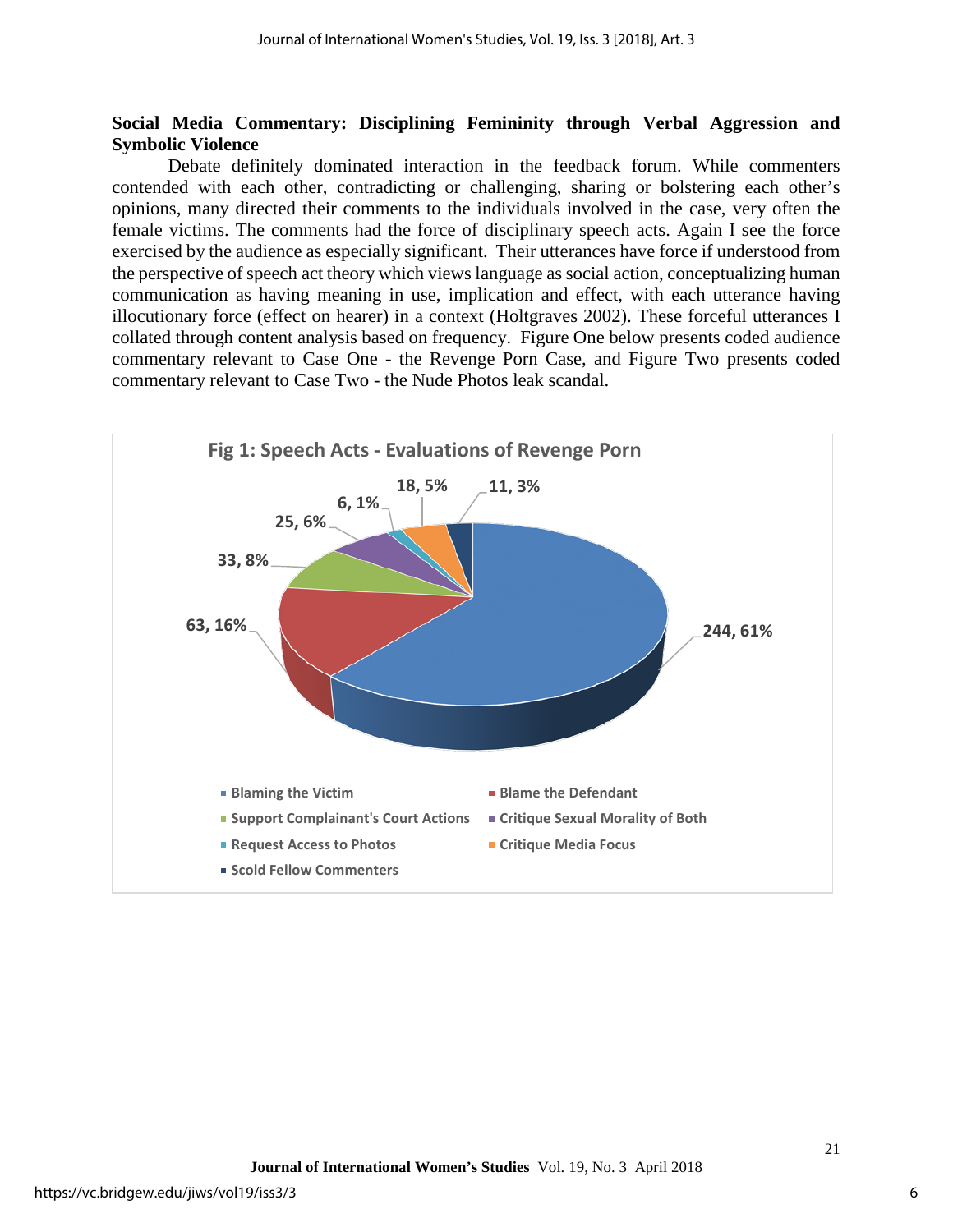**Social Media Commentary: Disciplining Femininity through Verbal Aggression and Symbolic Violence**

Debate definitely dominated interaction in the feedback forum. While commenters contended with each other, contradicting or challenging, sharing or bolstering each other's opinions, many directed their comments to the individuals involved in the case, very often the female victims. The comments had the force of disciplinary speech acts. Again I see the force exercised by the audience as especially significant. Their utterances have force if understood from the perspective of speech act theory which views language as social action, conceptualizing human communication as having meaning in use, implication and effect, with each utterance having illocutionary force (effect on hearer) in a context (Holtgraves 2002). These forceful utterances I collated through content analysis based on frequency. Figure One below presents coded audience commentary relevant to Case One - the Revenge Porn Case, and Figure Two presents coded commentary relevant to Case Two - the Nude Photos leak scandal.

**Fig 1: Speech Acts - Evaluations of Revenge Porn**

| Category | Count, % |
|---|---|
| Blaming the Victim | 244, 61% |
| Blame the Defendant | 63, 16% |
| Support Complainant's Court Actions | 33, 8% |
| Critique Sexual Morality of Both | 25, 6% |
| Request Access to Photos | 6, 1% |
| Critique Media Focus | 18, 5% |
| Scold Fellow Commenters | 11, 3% |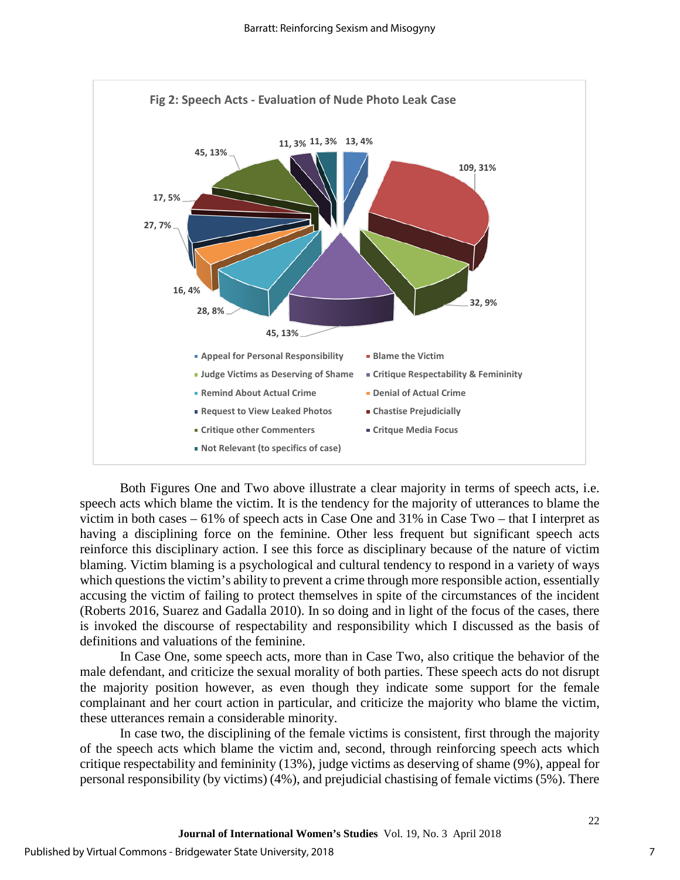**Fig 2: Speech Acts - Evaluation of Nude Photo Leak Case**

| Speech Act | Count | Percentage |
|---|---|---|
| Appeal for Personal Responsibility | 13 | 4% |
| Blame the Victim | 109 | 31% |
| Judge Victims as Deserving of Shame | 32 | 9% |
| Critique Respectability & Femininity | 45 | 13% |
| Remind About Actual Crime | 28 | 8% |
| Denial of Actual Crime | 16 | 4% |
| Request to View Leaked Photos | 27 | 7% |
| Chastise Prejudicially | 17 | 5% |
| Critique other Commenters | 45 | 13% |
| Critque Media Focus | 11 | 3% |
| Not Relevant (to specifics of case) | 11 | 3% |

Both Figures One and Two above illustrate a clear majority in terms of speech acts, i.e. speech acts which blame the victim. It is the tendency for the majority of utterances to blame the victim in both cases – 61% of speech acts in Case One and 31% in Case Two – that I interpret as having a disciplining force on the feminine. Other less frequent but significant speech acts reinforce this disciplinary action. I see this force as disciplinary because of the nature of victim blaming. Victim blaming is a psychological and cultural tendency to respond in a variety of ways which questions the victim's ability to prevent a crime through more responsible action, essentially accusing the victim of failing to protect themselves in spite of the circumstances of the incident (Roberts 2016, Suarez and Gadalla 2010). In so doing and in light of the focus of the cases, there is invoked the discourse of respectability and responsibility which I discussed as the basis of definitions and valuations of the feminine.

In Case One, some speech acts, more than in Case Two, also critique the behavior of the male defendant, and criticize the sexual morality of both parties. These speech acts do not disrupt the majority position however, as even though they indicate some support for the female complainant and her court action in particular, and criticize the majority who blame the victim, these utterances remain a considerable minority.

In case two, the disciplining of the female victims is consistent, first through the majority of the speech acts which blame the victim and, second, through reinforcing speech acts which critique respectability and femininity (13%), judge victims as deserving of shame (9%), appeal for personal responsibility (by victims) (4%), and prejudicial chastising of female victims (5%). There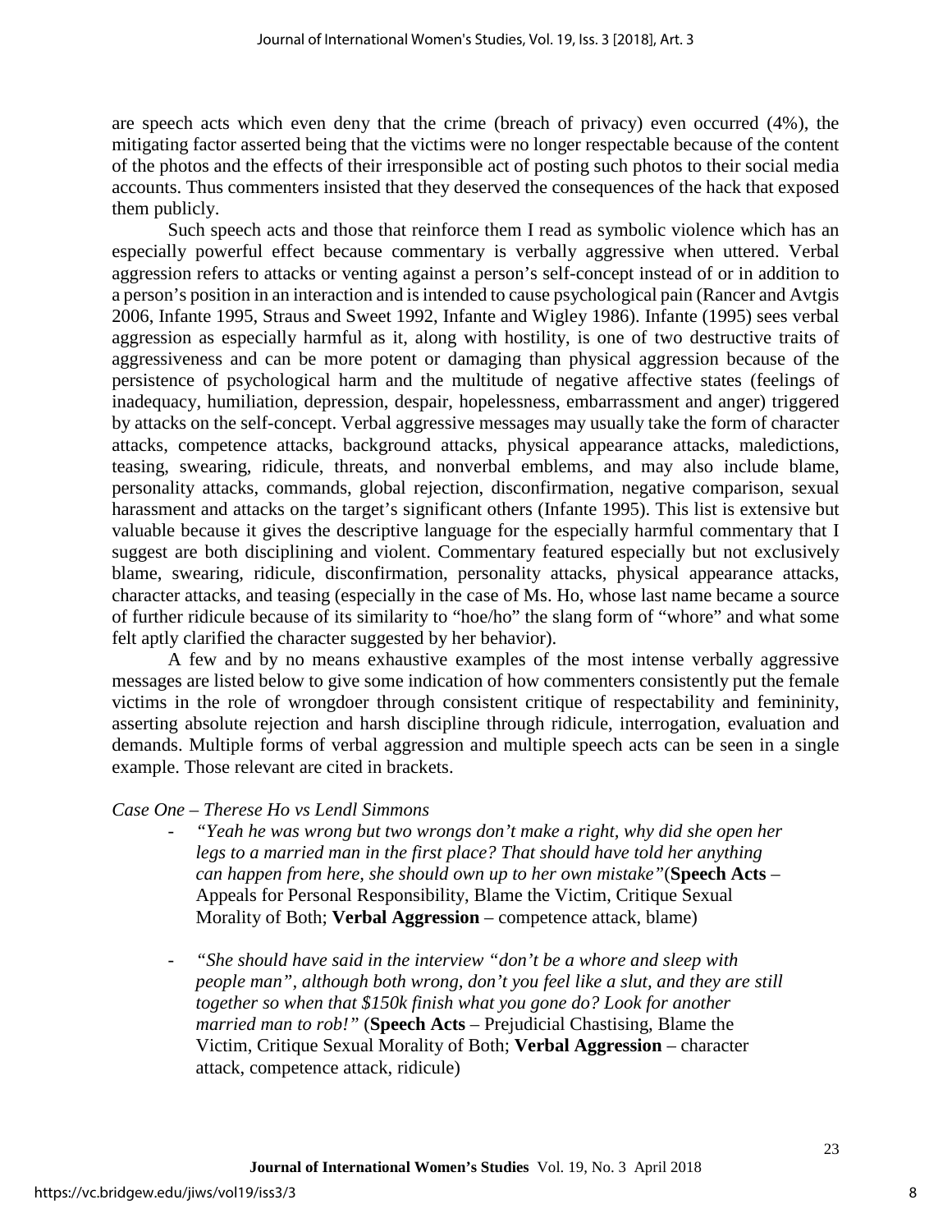are speech acts which even deny that the crime (breach of privacy) even occurred (4%), the mitigating factor asserted being that the victims were no longer respectable because of the content of the photos and the effects of their irresponsible act of posting such photos to their social media accounts. Thus commenters insisted that they deserved the consequences of the hack that exposed them publicly.

Such speech acts and those that reinforce them I read as symbolic violence which has an especially powerful effect because commentary is verbally aggressive when uttered. Verbal aggression refers to attacks or venting against a person's self-concept instead of or in addition to a person's position in an interaction and is intended to cause psychological pain (Rancer and Avtgis 2006, Infante 1995, Straus and Sweet 1992, Infante and Wigley 1986). Infante (1995) sees verbal aggression as especially harmful as it, along with hostility, is one of two destructive traits of aggressiveness and can be more potent or damaging than physical aggression because of the persistence of psychological harm and the multitude of negative affective states (feelings of inadequacy, humiliation, depression, despair, hopelessness, embarrassment and anger) triggered by attacks on the self-concept. Verbal aggressive messages may usually take the form of character attacks, competence attacks, background attacks, physical appearance attacks, maledictions, teasing, swearing, ridicule, threats, and nonverbal emblems, and may also include blame, personality attacks, commands, global rejection, disconfirmation, negative comparison, sexual harassment and attacks on the target's significant others (Infante 1995). This list is extensive but valuable because it gives the descriptive language for the especially harmful commentary that I suggest are both disciplining and violent. Commentary featured especially but not exclusively blame, swearing, ridicule, disconfirmation, personality attacks, physical appearance attacks, character attacks, and teasing (especially in the case of Ms. Ho, whose last name became a source of further ridicule because of its similarity to "hoe/ho" the slang form of "whore" and what some felt aptly clarified the character suggested by her behavior).

A few and by no means exhaustive examples of the most intense verbally aggressive messages are listed below to give some indication of how commenters consistently put the female victims in the role of wrongdoer through consistent critique of respectability and femininity, asserting absolute rejection and harsh discipline through ridicule, interrogation, evaluation and demands. Multiple forms of verbal aggression and multiple speech acts can be seen in a single example. Those relevant are cited in brackets.

*Case One – Therese Ho vs Lendl Simmons*

- *"Yeah he was wrong but two wrongs don't make a right, why did she open her legs to a married man in the first place? That should have told her anything can happen from here, she should own up to her own mistake"*(**Speech Acts** – Appeals for Personal Responsibility, Blame the Victim, Critique Sexual Morality of Both; **Verbal Aggression** – competence attack, blame)

- *"She should have said in the interview "don't be a whore and sleep with people man", although both wrong, don't you feel like a slut, and they are still together so when that $150k finish what you gone do? Look for another married man to rob!"* (**Speech Acts** – Prejudicial Chastising, Blame the Victim, Critique Sexual Morality of Both; **Verbal Aggression** – character attack, competence attack, ridicule)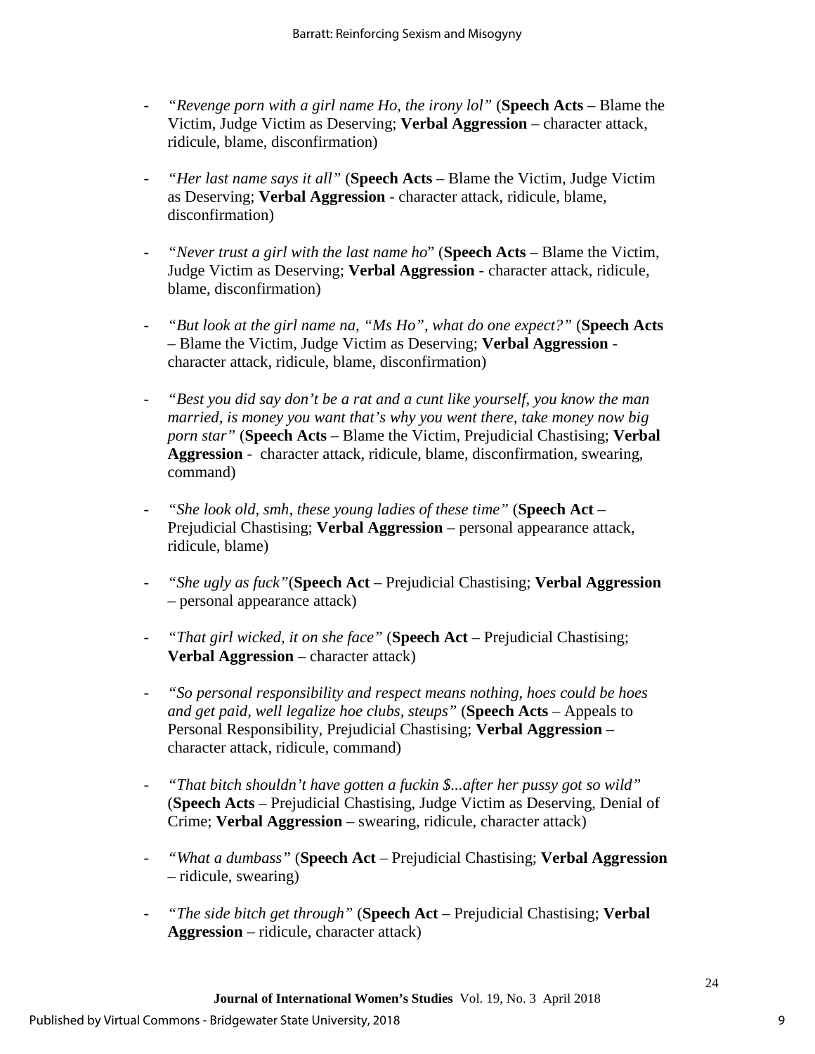- *"Revenge porn with a girl name Ho, the irony lol"* (**Speech Acts** – Blame the Victim, Judge Victim as Deserving; **Verbal Aggression** – character attack, ridicule, blame, disconfirmation)

- *"Her last name says it all"* (**Speech Acts** – Blame the Victim, Judge Victim as Deserving; **Verbal Aggression** - character attack, ridicule, blame, disconfirmation)

- *"Never trust a girl with the last name ho*" (**Speech Acts** – Blame the Victim, Judge Victim as Deserving; **Verbal Aggression** - character attack, ridicule, blame, disconfirmation)

- *"But look at the girl name na, "Ms Ho", what do one expect?"* (**Speech Acts** – Blame the Victim, Judge Victim as Deserving; **Verbal Aggression** - character attack, ridicule, blame, disconfirmation)

- *"Best you did say don't be a rat and a cunt like yourself, you know the man married, is money you want that's why you went there, take money now big porn star"* (**Speech Acts** – Blame the Victim, Prejudicial Chastising; **Verbal Aggression** - character attack, ridicule, blame, disconfirmation, swearing, command)

- *"She look old, smh, these young ladies of these time"* (**Speech Act** – Prejudicial Chastising; **Verbal Aggression** – personal appearance attack, ridicule, blame)

- *"She ugly as fuck"*(**Speech Act** – Prejudicial Chastising; **Verbal Aggression** – personal appearance attack)

- *"That girl wicked, it on she face"* (**Speech Act** – Prejudicial Chastising; **Verbal Aggression** – character attack)

- *"So personal responsibility and respect means nothing, hoes could be hoes and get paid, well legalize hoe clubs, steups"* (**Speech Acts** – Appeals to Personal Responsibility, Prejudicial Chastising; **Verbal Aggression** – character attack, ridicule, command)

- *"That bitch shouldn't have gotten a fuckin $...after her pussy got so wild"* (**Speech Acts** – Prejudicial Chastising, Judge Victim as Deserving, Denial of Crime; **Verbal Aggression** – swearing, ridicule, character attack)

- *"What a dumbass"* (**Speech Act** – Prejudicial Chastising; **Verbal Aggression** – ridicule, swearing)

- *"The side bitch get through"* (**Speech Act** – Prejudicial Chastising; **Verbal Aggression** – ridicule, character attack)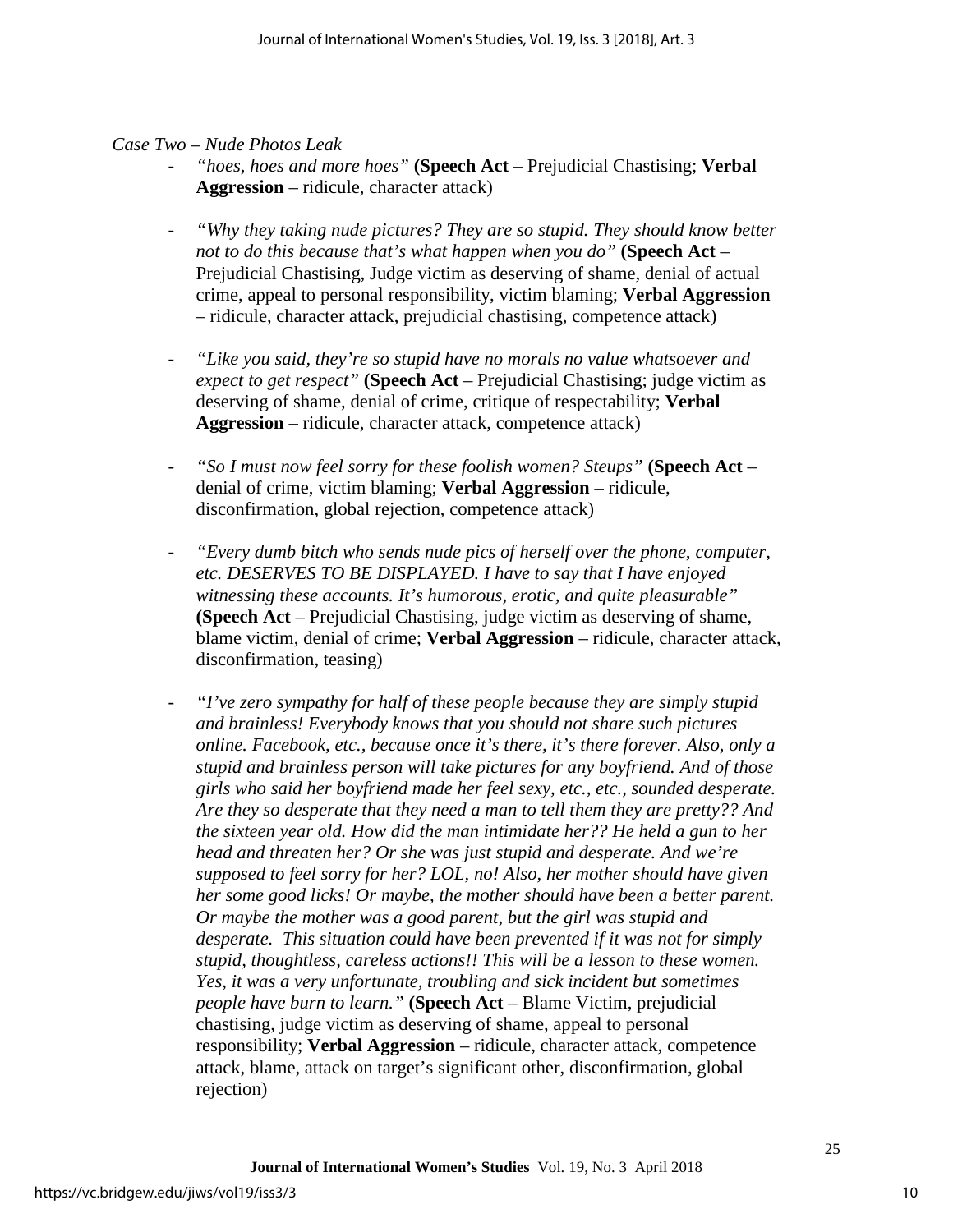*Case Two – Nude Photos Leak*

- *"hoes, hoes and more hoes"* **(Speech Act** – Prejudicial Chastising; **Verbal Aggression** – ridicule, character attack)

- *"Why they taking nude pictures? They are so stupid. They should know better not to do this because that's what happen when you do"* **(Speech Act** – Prejudicial Chastising, Judge victim as deserving of shame, denial of actual crime, appeal to personal responsibility, victim blaming; **Verbal Aggression** – ridicule, character attack, prejudicial chastising, competence attack)

- *"Like you said, they're so stupid have no morals no value whatsoever and expect to get respect"* **(Speech Act** – Prejudicial Chastising; judge victim as deserving of shame, denial of crime, critique of respectability; **Verbal Aggression** – ridicule, character attack, competence attack)

- *"So I must now feel sorry for these foolish women? Steups"* **(Speech Act** – denial of crime, victim blaming; **Verbal Aggression** – ridicule, disconfirmation, global rejection, competence attack)

- *"Every dumb bitch who sends nude pics of herself over the phone, computer, etc. DESERVES TO BE DISPLAYED. I have to say that I have enjoyed witnessing these accounts. It's humorous, erotic, and quite pleasurable"* **(Speech Act** – Prejudicial Chastising, judge victim as deserving of shame, blame victim, denial of crime; **Verbal Aggression** – ridicule, character attack, disconfirmation, teasing)

- *"I've zero sympathy for half of these people because they are simply stupid and brainless! Everybody knows that you should not share such pictures online. Facebook, etc., because once it's there, it's there forever. Also, only a stupid and brainless person will take pictures for any boyfriend. And of those girls who said her boyfriend made her feel sexy, etc., etc., sounded desperate. Are they so desperate that they need a man to tell them they are pretty?? And the sixteen year old. How did the man intimidate her?? He held a gun to her head and threaten her? Or she was just stupid and desperate. And we're supposed to feel sorry for her? LOL, no! Also, her mother should have given her some good licks! Or maybe, the mother should have been a better parent. Or maybe the mother was a good parent, but the girl was stupid and desperate. This situation could have been prevented if it was not for simply stupid, thoughtless, careless actions!! This will be a lesson to these women. Yes, it was a very unfortunate, troubling and sick incident but sometimes people have burn to learn."* **(Speech Act** – Blame Victim, prejudicial chastising, judge victim as deserving of shame, appeal to personal responsibility; **Verbal Aggression** – ridicule, character attack, competence attack, blame, attack on target's significant other, disconfirmation, global rejection)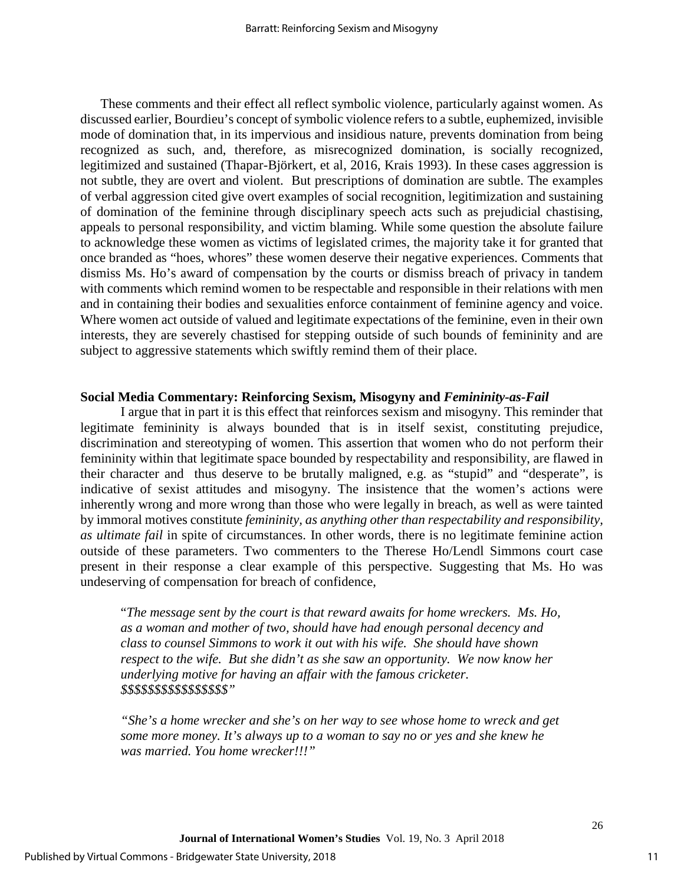These comments and their effect all reflect symbolic violence, particularly against women. As discussed earlier, Bourdieu's concept of symbolic violence refers to a subtle, euphemized, invisible mode of domination that, in its impervious and insidious nature, prevents domination from being recognized as such, and, therefore, as misrecognized domination, is socially recognized, legitimized and sustained (Thapar-Björkert, et al, 2016, Krais 1993). In these cases aggression is not subtle, they are overt and violent. But prescriptions of domination are subtle. The examples of verbal aggression cited give overt examples of social recognition, legitimization and sustaining of domination of the feminine through disciplinary speech acts such as prejudicial chastising, appeals to personal responsibility, and victim blaming. While some question the absolute failure to acknowledge these women as victims of legislated crimes, the majority take it for granted that once branded as "hoes, whores" these women deserve their negative experiences. Comments that dismiss Ms. Ho's award of compensation by the courts or dismiss breach of privacy in tandem with comments which remind women to be respectable and responsible in their relations with men and in containing their bodies and sexualities enforce containment of feminine agency and voice. Where women act outside of valued and legitimate expectations of the feminine, even in their own interests, they are severely chastised for stepping outside of such bounds of femininity and are subject to aggressive statements which swiftly remind them of their place.

### Social Media Commentary: Reinforcing Sexism, Misogyny and *Femininity-as-Fail*

I argue that in part it is this effect that reinforces sexism and misogyny. This reminder that legitimate femininity is always bounded that is in itself sexist, constituting prejudice, discrimination and stereotyping of women. This assertion that women who do not perform their femininity within that legitimate space bounded by respectability and responsibility, are flawed in their character and thus deserve to be brutally maligned, e.g. as "stupid" and "desperate", is indicative of sexist attitudes and misogyny. The insistence that the women's actions were inherently wrong and more wrong than those who were legally in breach, as well as were tainted by immoral motives constitute *femininity, as anything other than respectability and responsibility, as ultimate fail* in spite of circumstances. In other words, there is no legitimate feminine action outside of these parameters. Two commenters to the Therese Ho/Lendl Simmons court case present in their response a clear example of this perspective. Suggesting that Ms. Ho was undeserving of compensation for breach of confidence,

> "*The message sent by the court is that reward awaits for home wreckers. Ms. Ho, as a woman and mother of two, should have had enough personal decency and class to counsel Simmons to work it out with his wife. She should have shown respect to the wife. But she didn't as she saw an opportunity. We now know her underlying motive for having an affair with the famous cricketer. $$$$$$$$$$$$$$$$*"

> *"She's a home wrecker and she's on her way to see whose home to wreck and get some more money. It's always up to a woman to say no or yes and she knew he was married. You home wrecker!!!"*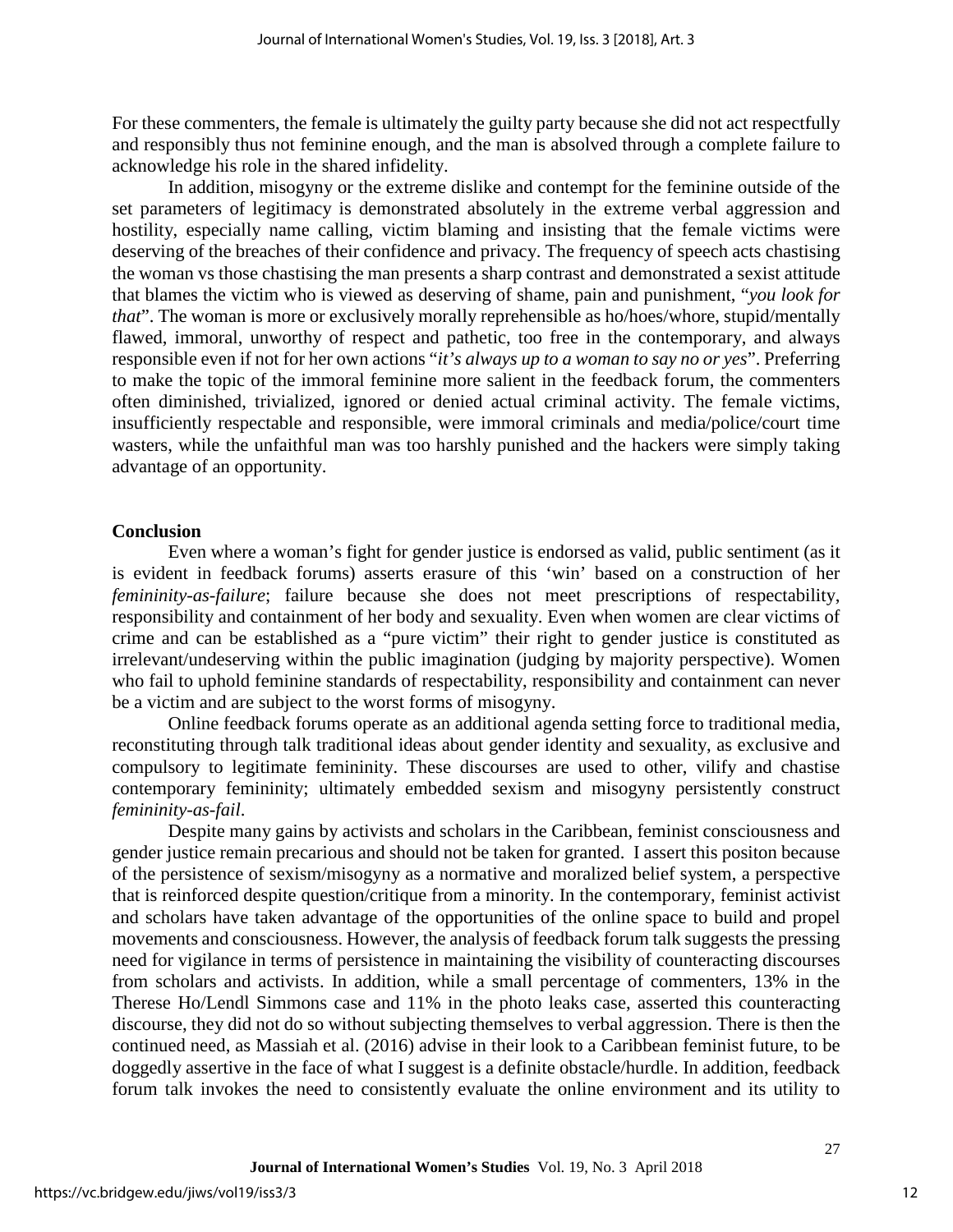For these commenters, the female is ultimately the guilty party because she did not act respectfully and responsibly thus not feminine enough, and the man is absolved through a complete failure to acknowledge his role in the shared infidelity.

In addition, misogyny or the extreme dislike and contempt for the feminine outside of the set parameters of legitimacy is demonstrated absolutely in the extreme verbal aggression and hostility, especially name calling, victim blaming and insisting that the female victims were deserving of the breaches of their confidence and privacy. The frequency of speech acts chastising the woman vs those chastising the man presents a sharp contrast and demonstrated a sexist attitude that blames the victim who is viewed as deserving of shame, pain and punishment, "*you look for that*". The woman is more or exclusively morally reprehensible as ho/hoes/whore, stupid/mentally flawed, immoral, unworthy of respect and pathetic, too free in the contemporary, and always responsible even if not for her own actions "*it's always up to a woman to say no or yes*". Preferring to make the topic of the immoral feminine more salient in the feedback forum, the commenters often diminished, trivialized, ignored or denied actual criminal activity. The female victims, insufficiently respectable and responsible, were immoral criminals and media/police/court time wasters, while the unfaithful man was too harshly punished and the hackers were simply taking advantage of an opportunity.

## Conclusion

Even where a woman's fight for gender justice is endorsed as valid, public sentiment (as it is evident in feedback forums) asserts erasure of this 'win' based on a construction of her *femininity-as-failure*; failure because she does not meet prescriptions of respectability, responsibility and containment of her body and sexuality. Even when women are clear victims of crime and can be established as a "pure victim" their right to gender justice is constituted as irrelevant/undeserving within the public imagination (judging by majority perspective). Women who fail to uphold feminine standards of respectability, responsibility and containment can never be a victim and are subject to the worst forms of misogyny.

Online feedback forums operate as an additional agenda setting force to traditional media, reconstituting through talk traditional ideas about gender identity and sexuality, as exclusive and compulsory to legitimate femininity. These discourses are used to other, vilify and chastise contemporary femininity; ultimately embedded sexism and misogyny persistently construct *femininity-as-fail*.

Despite many gains by activists and scholars in the Caribbean, feminist consciousness and gender justice remain precarious and should not be taken for granted. I assert this positon because of the persistence of sexism/misogyny as a normative and moralized belief system, a perspective that is reinforced despite question/critique from a minority. In the contemporary, feminist activist and scholars have taken advantage of the opportunities of the online space to build and propel movements and consciousness. However, the analysis of feedback forum talk suggests the pressing need for vigilance in terms of persistence in maintaining the visibility of counteracting discourses from scholars and activists. In addition, while a small percentage of commenters, 13% in the Therese Ho/Lendl Simmons case and 11% in the photo leaks case, asserted this counteracting discourse, they did not do so without subjecting themselves to verbal aggression. There is then the continued need, as Massiah et al. (2016) advise in their look to a Caribbean feminist future, to be doggedly assertive in the face of what I suggest is a definite obstacle/hurdle. In addition, feedback forum talk invokes the need to consistently evaluate the online environment and its utility to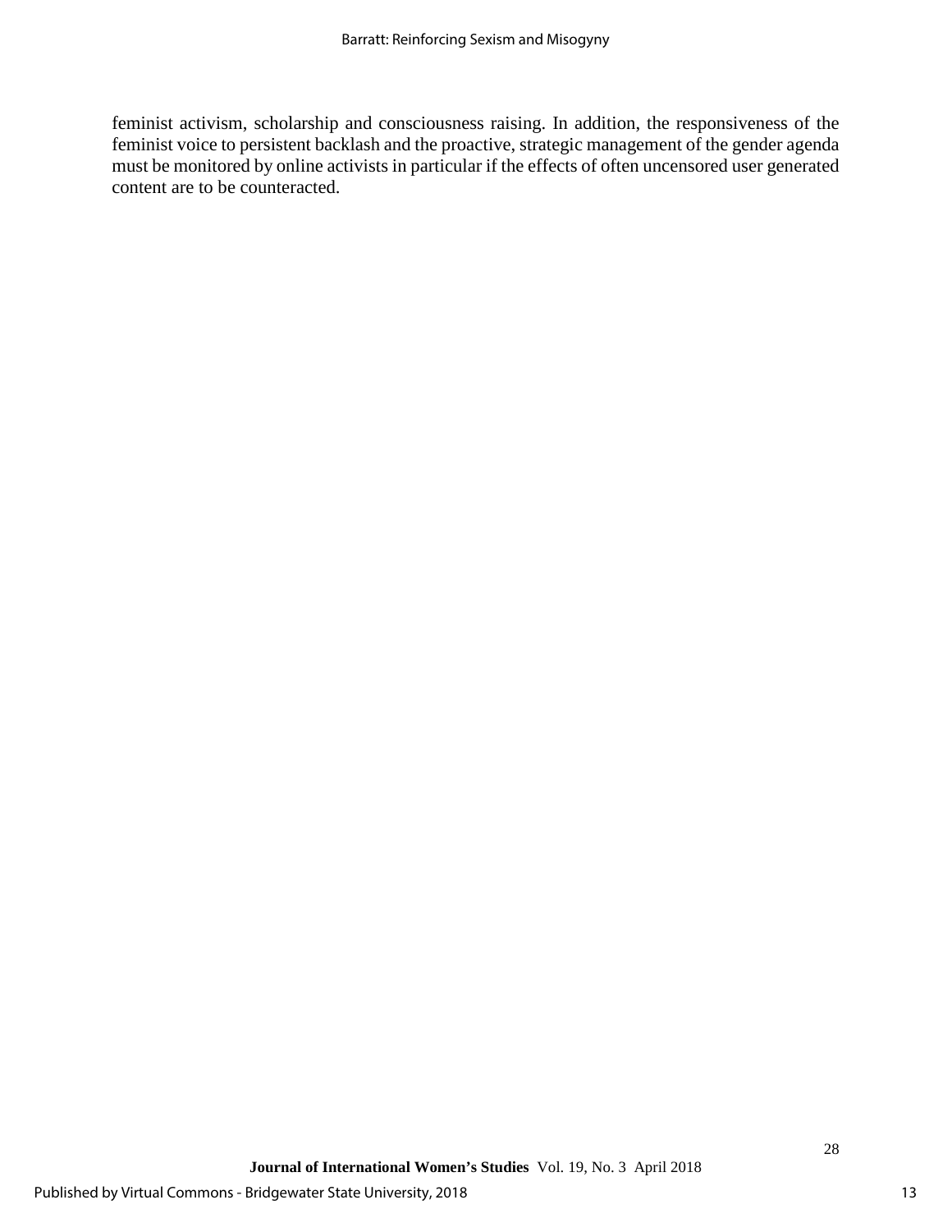feminist activism, scholarship and consciousness raising. In addition, the responsiveness of the feminist voice to persistent backlash and the proactive, strategic management of the gender agenda must be monitored by online activists in particular if the effects of often uncensored user generated content are to be counteracted.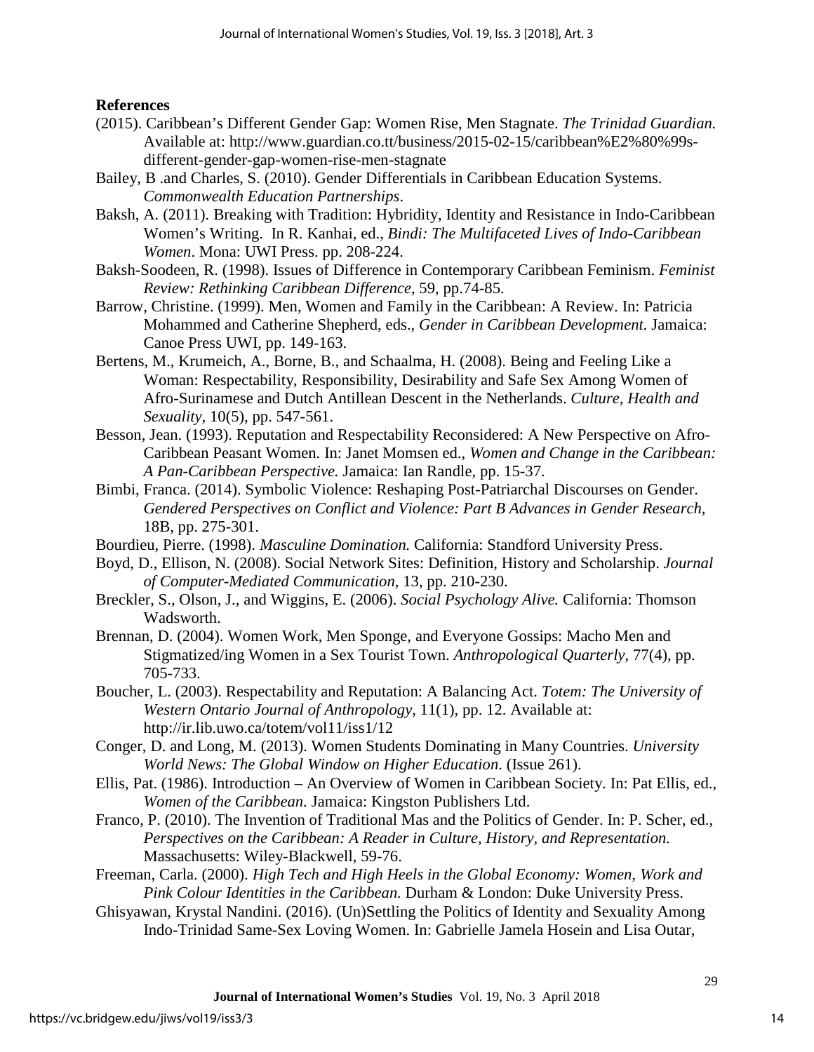**References**

(2015). Caribbean's Different Gender Gap: Women Rise, Men Stagnate. *The Trinidad Guardian.* Available at: http://www.guardian.co.tt/business/2015-02-15/caribbean%E2%80%99s-different-gender-gap-women-rise-men-stagnate

Bailey, B .and Charles, S. (2010). Gender Differentials in Caribbean Education Systems. *Commonwealth Education Partnerships*.

Baksh, A. (2011). Breaking with Tradition: Hybridity, Identity and Resistance in Indo-Caribbean Women's Writing. In R. Kanhai, ed., *Bindi: The Multifaceted Lives of Indo-Caribbean Women*. Mona: UWI Press. pp. 208-224.

Baksh-Soodeen, R. (1998). Issues of Difference in Contemporary Caribbean Feminism. *Feminist Review: Rethinking Caribbean Difference,* 59, pp.74-85.

Barrow, Christine. (1999). Men, Women and Family in the Caribbean: A Review. In: Patricia Mohammed and Catherine Shepherd, eds., *Gender in Caribbean Development.* Jamaica: Canoe Press UWI, pp. 149-163.

Bertens, M., Krumeich, A., Borne, B., and Schaalma, H. (2008). Being and Feeling Like a Woman: Respectability, Responsibility, Desirability and Safe Sex Among Women of Afro-Surinamese and Dutch Antillean Descent in the Netherlands. *Culture, Health and Sexuality,* 10(5), pp. 547-561.

Besson, Jean. (1993). Reputation and Respectability Reconsidered: A New Perspective on Afro-Caribbean Peasant Women. In: Janet Momsen ed., *Women and Change in the Caribbean: A Pan-Caribbean Perspective.* Jamaica: Ian Randle, pp. 15-37.

Bimbi, Franca. (2014). Symbolic Violence: Reshaping Post-Patriarchal Discourses on Gender. *Gendered Perspectives on Conflict and Violence: Part B Advances in Gender Research,* 18B, pp. 275-301.

Bourdieu, Pierre. (1998). *Masculine Domination.* California: Standford University Press.

Boyd, D., Ellison, N. (2008). Social Network Sites: Definition, History and Scholarship. *Journal of Computer-Mediated Communication,* 13, pp. 210-230.

Breckler, S., Olson, J., and Wiggins, E. (2006). *Social Psychology Alive.* California: Thomson Wadsworth.

Brennan, D. (2004). Women Work, Men Sponge, and Everyone Gossips: Macho Men and Stigmatized/ing Women in a Sex Tourist Town. *Anthropological Quarterly,* 77(4), pp. 705-733.

Boucher, L. (2003). Respectability and Reputation: A Balancing Act. *Totem: The University of Western Ontario Journal of Anthropology,* 11(1), pp. 12. Available at: http://ir.lib.uwo.ca/totem/vol11/iss1/12

Conger, D. and Long, M. (2013). Women Students Dominating in Many Countries. *University World News: The Global Window on Higher Education*. (Issue 261).

Ellis, Pat. (1986). Introduction – An Overview of Women in Caribbean Society. In: Pat Ellis, ed., *Women of the Caribbean.* Jamaica: Kingston Publishers Ltd.

Franco, P. (2010). The Invention of Traditional Mas and the Politics of Gender. In: P. Scher, ed., *Perspectives on the Caribbean: A Reader in Culture, History, and Representation.* Massachusetts: Wiley-Blackwell, 59-76.

Freeman, Carla. (2000). *High Tech and High Heels in the Global Economy: Women, Work and Pink Colour Identities in the Caribbean.* Durham & London: Duke University Press.

Ghisyawan, Krystal Nandini. (2016). (Un)Settling the Politics of Identity and Sexuality Among Indo-Trinidad Same-Sex Loving Women. In: Gabrielle Jamela Hosein and Lisa Outar,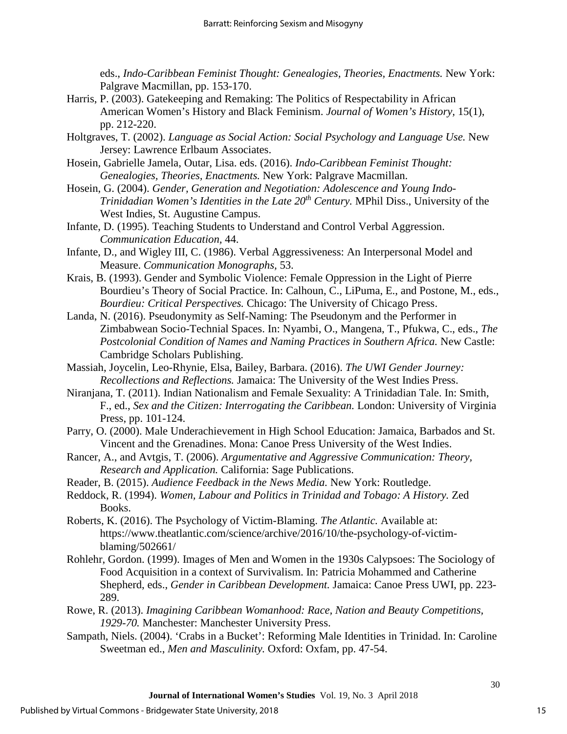eds., *Indo-Caribbean Feminist Thought: Genealogies, Theories, Enactments.* New York: Palgrave Macmillan, pp. 153-170.

Harris, P. (2003). Gatekeeping and Remaking: The Politics of Respectability in African American Women's History and Black Feminism. *Journal of Women's History,* 15(1), pp. 212-220.

Holtgraves, T. (2002). *Language as Social Action: Social Psychology and Language Use.* New Jersey: Lawrence Erlbaum Associates.

Hosein, Gabrielle Jamela, Outar, Lisa. eds. (2016). *Indo-Caribbean Feminist Thought: Genealogies, Theories, Enactments.* New York: Palgrave Macmillan.

Hosein, G. (2004). *Gender, Generation and Negotiation: Adolescence and Young Indo-Trinidadian Women's Identities in the Late 20th Century.* MPhil Diss., University of the West Indies, St. Augustine Campus.

Infante, D. (1995). Teaching Students to Understand and Control Verbal Aggression. *Communication Education,* 44.

Infante, D., and Wigley III, C. (1986). Verbal Aggressiveness: An Interpersonal Model and Measure. *Communication Monographs,* 53.

Krais, B. (1993). Gender and Symbolic Violence: Female Oppression in the Light of Pierre Bourdieu's Theory of Social Practice. In: Calhoun, C., LiPuma, E., and Postone, M., eds., *Bourdieu: Critical Perspectives.* Chicago: The University of Chicago Press.

Landa, N. (2016). Pseudonymity as Self-Naming: The Pseudonym and the Performer in Zimbabwean Socio-Technial Spaces. In: Nyambi, O., Mangena, T., Pfukwa, C., eds., *The Postcolonial Condition of Names and Naming Practices in Southern Africa.* New Castle: Cambridge Scholars Publishing.

Massiah, Joycelin, Leo-Rhynie, Elsa, Bailey, Barbara. (2016). *The UWI Gender Journey: Recollections and Reflections.* Jamaica: The University of the West Indies Press.

Niranjana, T. (2011). Indian Nationalism and Female Sexuality: A Trinidadian Tale. In: Smith, F., ed., *Sex and the Citizen: Interrogating the Caribbean.* London: University of Virginia Press, pp. 101-124.

Parry, O. (2000). Male Underachievement in High School Education: Jamaica, Barbados and St. Vincent and the Grenadines. Mona: Canoe Press University of the West Indies.

Rancer, A., and Avtgis, T. (2006). *Argumentative and Aggressive Communication: Theory, Research and Application.* California: Sage Publications.

Reader, B. (2015). *Audience Feedback in the News Media.* New York: Routledge.

Reddock, R. (1994). *Women, Labour and Politics in Trinidad and Tobago: A History.* Zed Books.

Roberts, K. (2016). The Psychology of Victim-Blaming. *The Atlantic.* Available at: https://www.theatlantic.com/science/archive/2016/10/the-psychology-of-victim-blaming/502661/

Rohlehr, Gordon. (1999). Images of Men and Women in the 1930s Calypsoes: The Sociology of Food Acquisition in a context of Survivalism. In: Patricia Mohammed and Catherine Shepherd, eds., *Gender in Caribbean Development.* Jamaica: Canoe Press UWI, pp. 223-289.

Rowe, R. (2013). *Imagining Caribbean Womanhood: Race, Nation and Beauty Competitions, 1929-70.* Manchester: Manchester University Press.

Sampath, Niels. (2004). 'Crabs in a Bucket': Reforming Male Identities in Trinidad. In: Caroline Sweetman ed., *Men and Masculinity.* Oxford: Oxfam, pp. 47-54.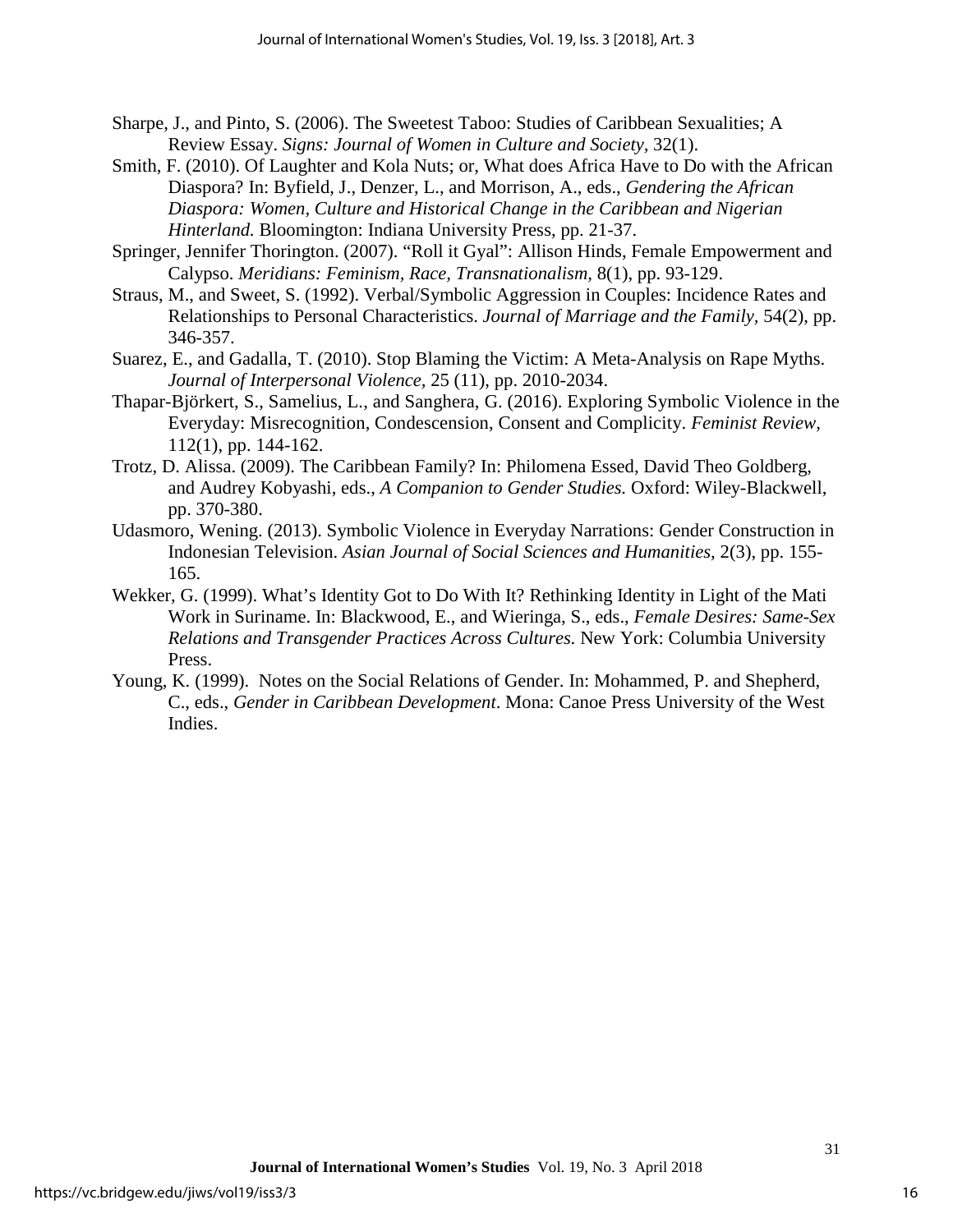Sharpe, J., and Pinto, S. (2006). The Sweetest Taboo: Studies of Caribbean Sexualities; A Review Essay. *Signs: Journal of Women in Culture and Society,* 32(1).

Smith, F. (2010). Of Laughter and Kola Nuts; or, What does Africa Have to Do with the African Diaspora? In: Byfield, J., Denzer, L., and Morrison, A., eds., *Gendering the African Diaspora: Women, Culture and Historical Change in the Caribbean and Nigerian Hinterland.* Bloomington: Indiana University Press, pp. 21-37.

Springer, Jennifer Thorington. (2007). "Roll it Gyal": Allison Hinds, Female Empowerment and Calypso. *Meridians: Feminism, Race, Transnationalism,* 8(1), pp. 93-129.

Straus, M., and Sweet, S. (1992). Verbal/Symbolic Aggression in Couples: Incidence Rates and Relationships to Personal Characteristics. *Journal of Marriage and the Family,* 54(2), pp. 346-357.

Suarez, E., and Gadalla, T. (2010). Stop Blaming the Victim: A Meta-Analysis on Rape Myths. *Journal of Interpersonal Violence,* 25 (11), pp. 2010-2034.

Thapar-Björkert, S., Samelius, L., and Sanghera, G. (2016). Exploring Symbolic Violence in the Everyday: Misrecognition, Condescension, Consent and Complicity. *Feminist Review,* 112(1), pp. 144-162.

Trotz, D. Alissa. (2009). The Caribbean Family? In: Philomena Essed, David Theo Goldberg, and Audrey Kobyashi, eds., *A Companion to Gender Studies.* Oxford: Wiley-Blackwell, pp. 370-380.

Udasmoro, Wening. (2013). Symbolic Violence in Everyday Narrations: Gender Construction in Indonesian Television. *Asian Journal of Social Sciences and Humanities,* 2(3), pp. 155-165.

Wekker, G. (1999). What's Identity Got to Do With It? Rethinking Identity in Light of the Mati Work in Suriname. In: Blackwood, E., and Wieringa, S., eds., *Female Desires: Same-Sex Relations and Transgender Practices Across Cultures.* New York: Columbia University Press.

Young, K. (1999). Notes on the Social Relations of Gender. In: Mohammed, P. and Shepherd, C., eds., *Gender in Caribbean Development*. Mona: Canoe Press University of the West Indies.